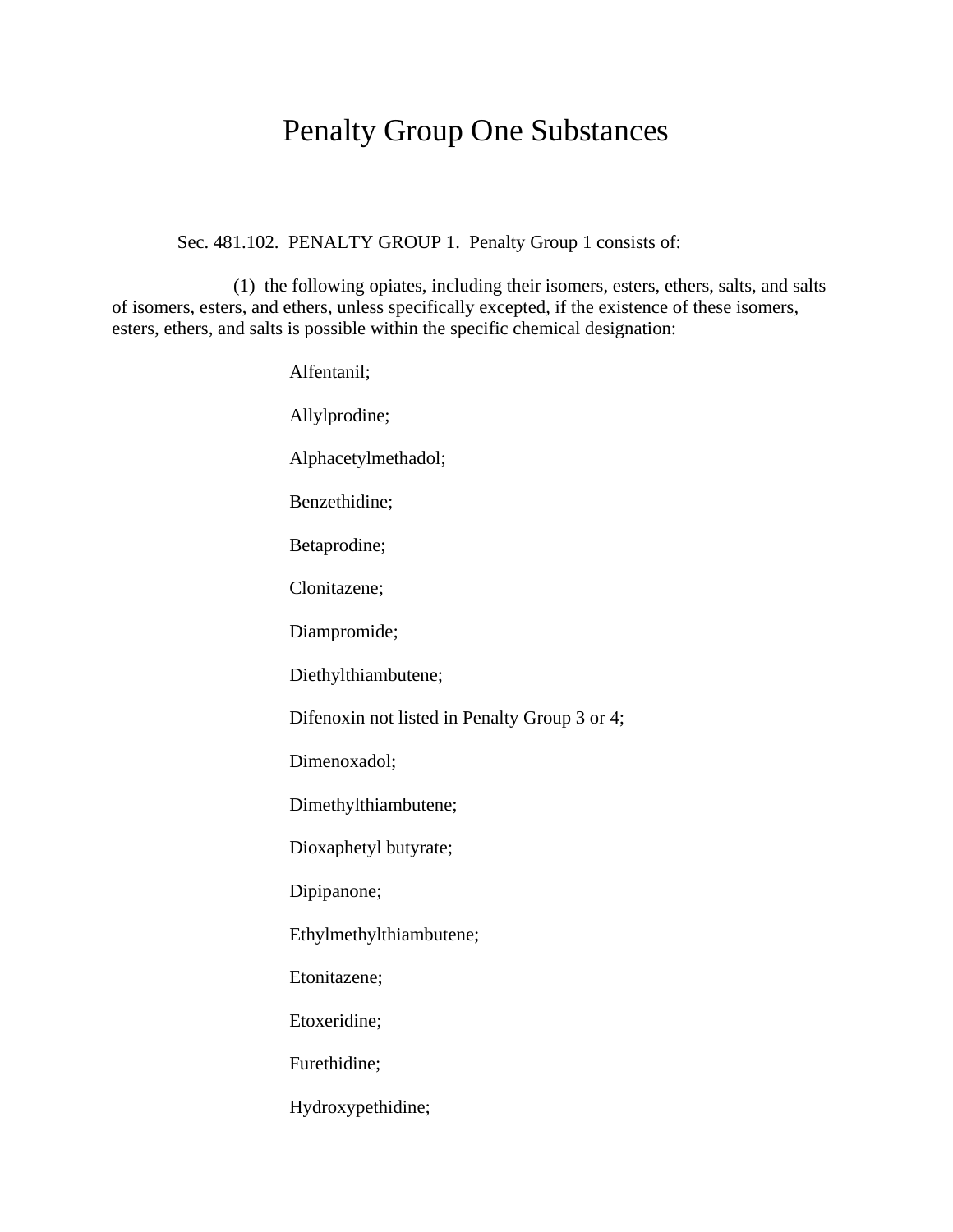# Penalty Group One Substances

Sec. 481.102. PENALTY GROUP 1. Penalty Group 1 consists of:

(1) the following opiates, including their isomers, esters, ethers, salts, and salts of isomers, esters, and ethers, unless specifically excepted, if the existence of these isomers, esters, ethers, and salts is possible within the specific chemical designation:

Alfentanil;

Allylprodine;

Alphacetylmethadol;

Benzethidine;

Betaprodine;

Clonitazene;

Diampromide;

Diethylthiambutene;

Difenoxin not listed in Penalty Group 3 or 4;

Dimenoxadol;

Dimethylthiambutene;

Dioxaphetyl butyrate;

Dipipanone;

Ethylmethylthiambutene;

Etonitazene;

Etoxeridine;

Furethidine;

Hydroxypethidine;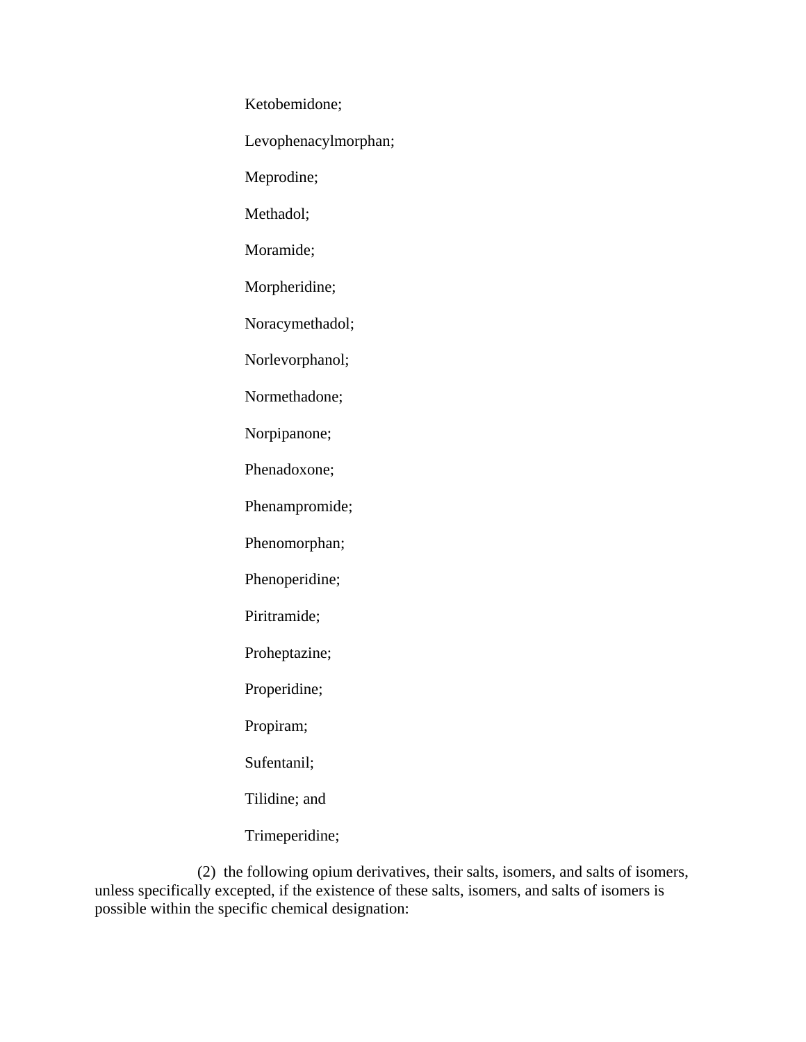Ketobemidone;

Levophenacylmorphan;

Meprodine;

Methadol;

Moramide;

Morpheridine;

Noracymethadol;

Norlevorphanol;

Normethadone;

Norpipanone;

Phenadoxone;

Phenampromide;

Phenomorphan;

Phenoperidine;

Piritramide;

Proheptazine;

Properidine;

Propiram;

Sufentanil;

Tilidine; and

Trimeperidine;

(2) the following opium derivatives, their salts, isomers, and salts of isomers, unless specifically excepted, if the existence of these salts, isomers, and salts of isomers is possible within the specific chemical designation: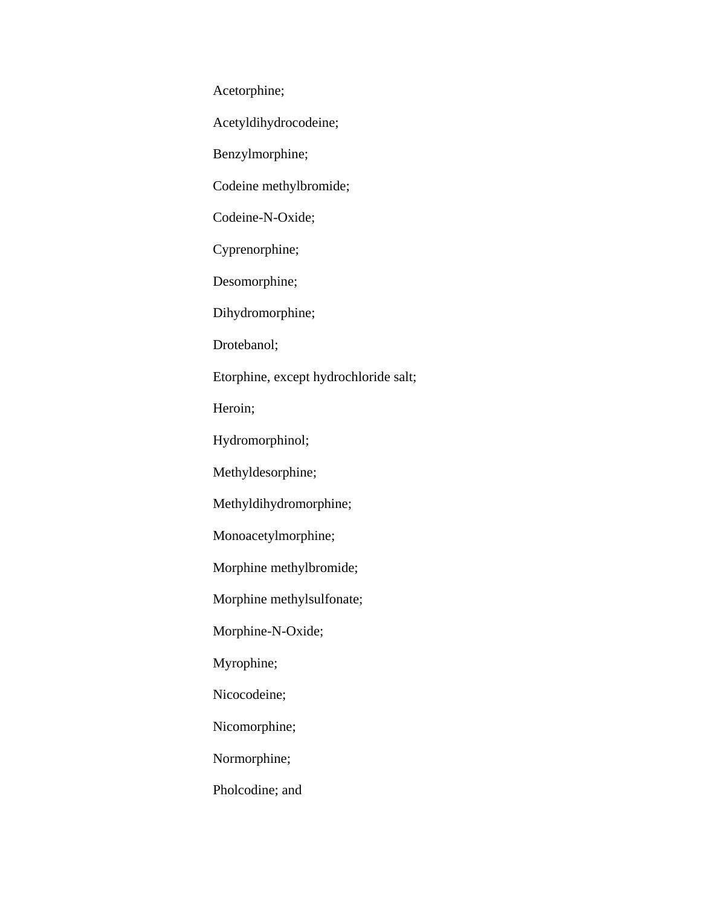Acetorphine;

Acetyldihydrocodeine;

Benzylmorphine;

Codeine methylbromide;

Codeine-N-Oxide;

Cyprenorphine;

Desomorphine;

Dihydromorphine;

Drotebanol;

Etorphine, except hydrochloride salt;

Heroin;

Hydromorphinol;

Methyldesorphine;

Methyldihydromorphine;

Monoacetylmorphine;

Morphine methylbromide;

Morphine methylsulfonate;

Morphine-N-Oxide;

Myrophine;

Nicocodeine;

Nicomorphine;

Normorphine;

Pholcodine; and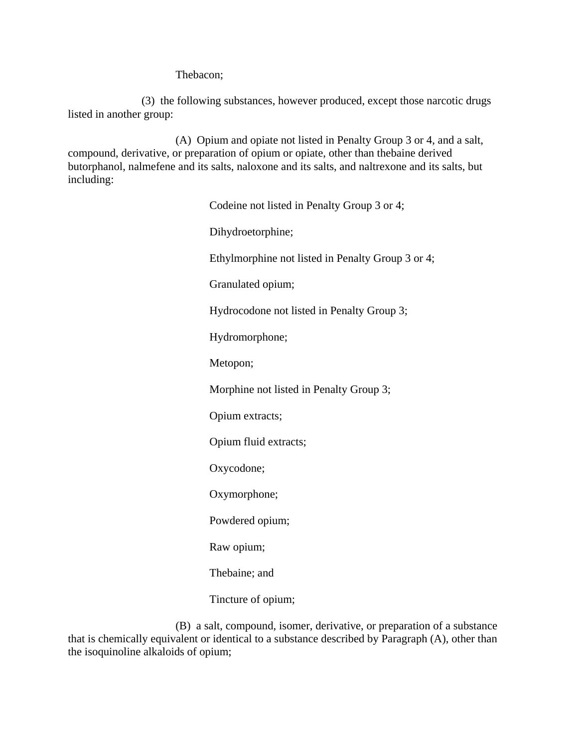Thebacon;

(3) the following substances, however produced, except those narcotic drugs listed in another group:

(A) Opium and opiate not listed in Penalty Group 3 or 4, and a salt, compound, derivative, or preparation of opium or opiate, other than thebaine derived butorphanol, nalmefene and its salts, naloxone and its salts, and naltrexone and its salts, but including:

Codeine not listed in Penalty Group 3 or 4;

Dihydroetorphine;

Ethylmorphine not listed in Penalty Group 3 or 4;

Granulated opium;

Hydrocodone not listed in Penalty Group 3;

Hydromorphone;

Metopon;

Morphine not listed in Penalty Group 3;

Opium extracts;

Opium fluid extracts;

Oxycodone;

Oxymorphone;

Powdered opium;

Raw opium;

Thebaine; and

Tincture of opium;

(B) a salt, compound, isomer, derivative, or preparation of a substance that is chemically equivalent or identical to a substance described by Paragraph (A), other than the isoquinoline alkaloids of opium;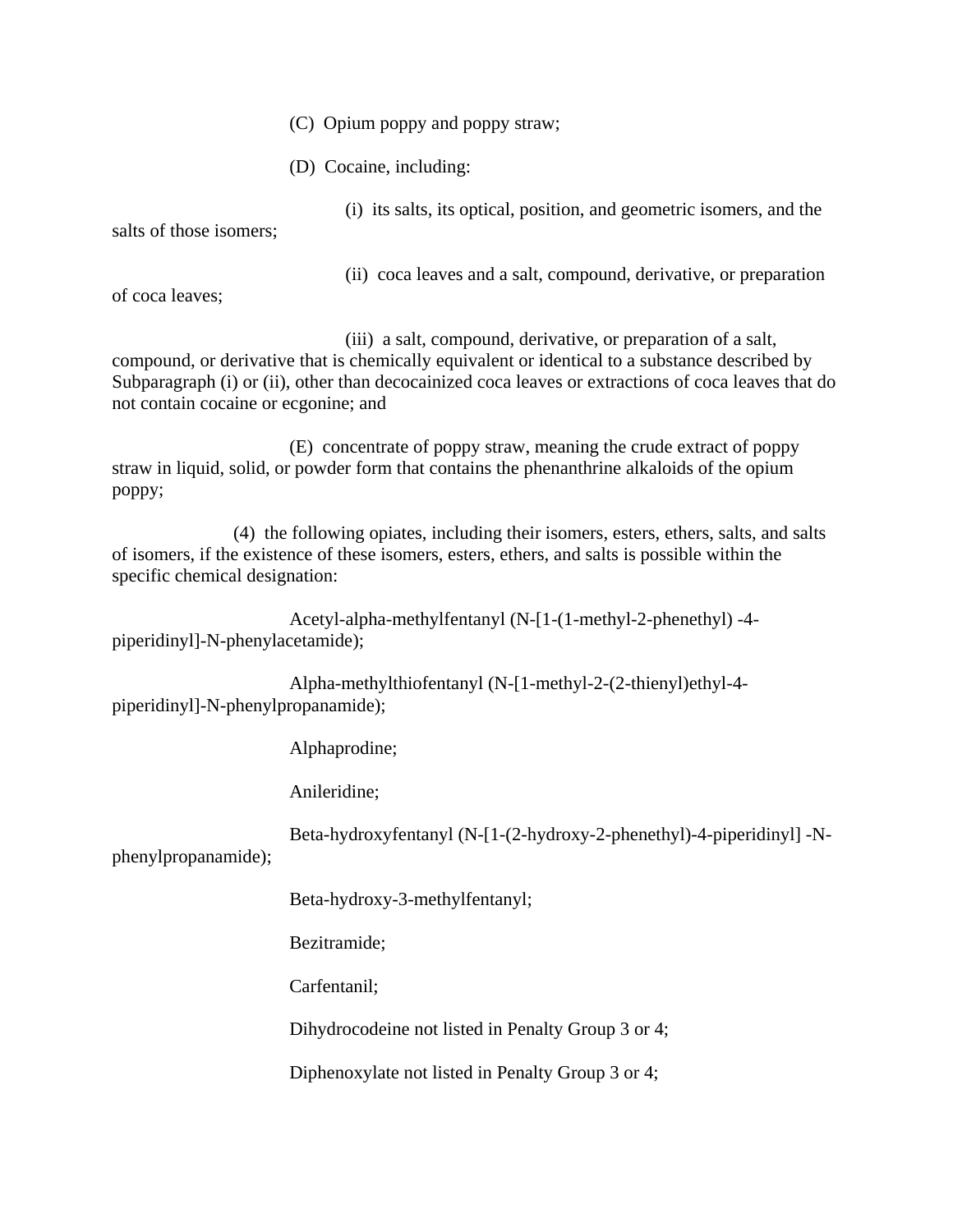(C) Opium poppy and poppy straw;

(D) Cocaine, including:

(i) its salts, its optical, position, and geometric isomers, and the salts of those isomers;

(ii) coca leaves and a salt, compound, derivative, or preparation of coca leaves;

(iii) a salt, compound, derivative, or preparation of a salt, compound, or derivative that is chemically equivalent or identical to a substance described by Subparagraph (i) or (ii), other than decocainized coca leaves or extractions of coca leaves that do not contain cocaine or ecgonine; and

(E) concentrate of poppy straw, meaning the crude extract of poppy straw in liquid, solid, or powder form that contains the phenanthrine alkaloids of the opium poppy;

(4) the following opiates, including their isomers, esters, ethers, salts, and salts of isomers, if the existence of these isomers, esters, ethers, and salts is possible within the specific chemical designation:

Acetyl-alpha-methylfentanyl (N-[1-(1-methyl-2-phenethyl) -4-piperidinyl]-N-phenylacetamide);

Alpha-methylthiofentanyl (N-[1-methyl-2-(2-thienyl)ethyl-4-piperidinyl]-N-phenylpropanamide);

Alphaprodine;

Anileridine;

Beta-hydroxyfentanyl (N-[1-(2-hydroxy-2-phenethyl)-4-piperidinyl] -N-phenylpropanamide);

Beta-hydroxy-3-methylfentanyl;

Bezitramide;

Carfentanil;

Dihydrocodeine not listed in Penalty Group 3 or 4;

Diphenoxylate not listed in Penalty Group 3 or 4;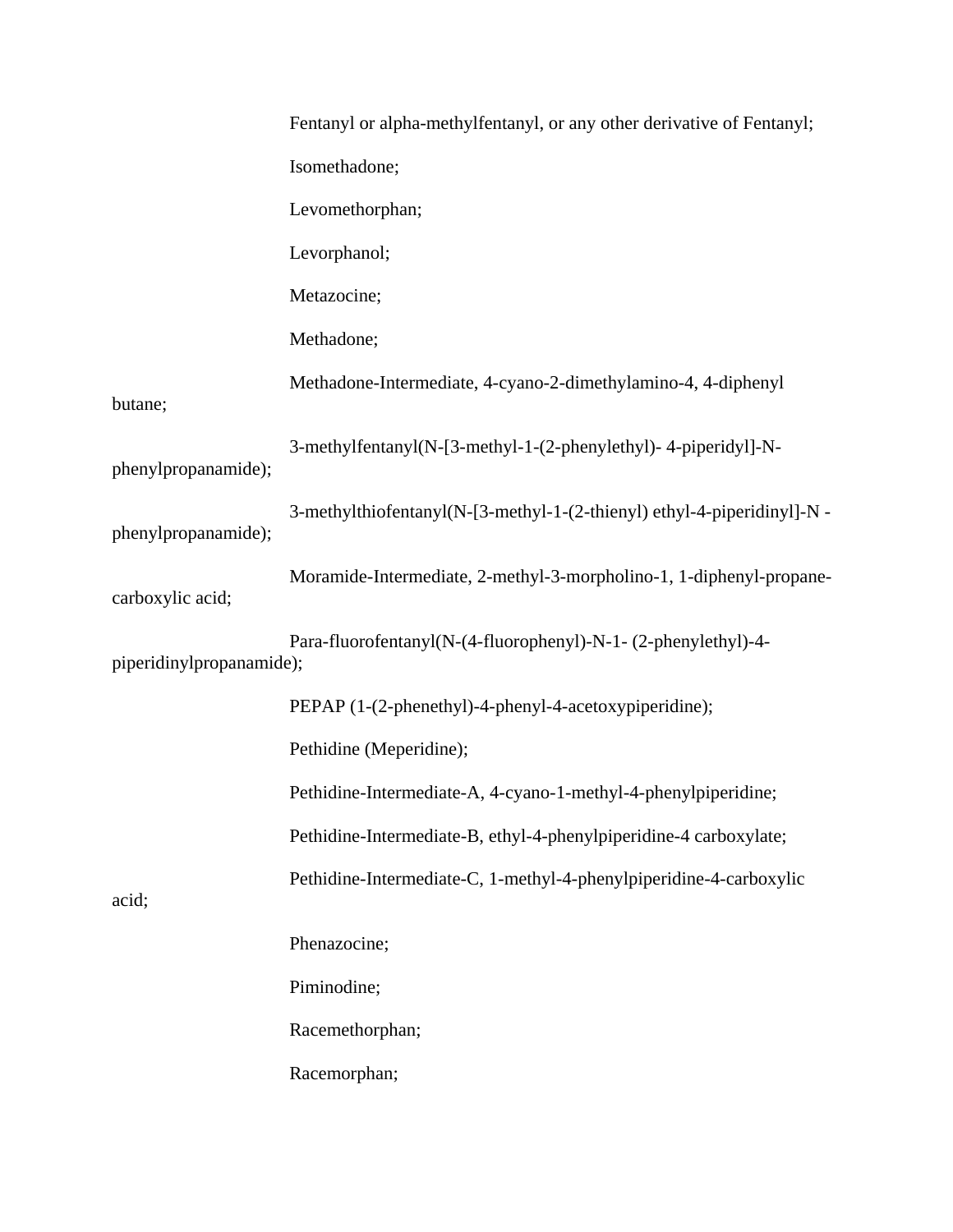Fentanyl or alpha-methylfentanyl, or any other derivative of Fentanyl;

Isomethadone;

Levomethorphan;

Levorphanol;

Metazocine;

Methadone;

Methadone-Intermediate, 4-cyano-2-dimethylamino-4, 4-diphenyl butane;

3-methylfentanyl(N-[3-methyl-1-(2-phenylethyl)- 4-piperidyl]-N-phenylpropanamide);

3-methylthiofentanyl(N-[3-methyl-1-(2-thienyl) ethyl-4-piperidinyl]-N -phenylpropanamide);

Moramide-Intermediate, 2-methyl-3-morpholino-1, 1-diphenyl-propane-carboxylic acid;

Para-fluorofentanyl(N-(4-fluorophenyl)-N-1- (2-phenylethyl)-4-piperidinylpropanamide);

PEPAP (1-(2-phenethyl)-4-phenyl-4-acetoxypiperidine);

Pethidine (Meperidine);

Pethidine-Intermediate-A, 4-cyano-1-methyl-4-phenylpiperidine;

Pethidine-Intermediate-B, ethyl-4-phenylpiperidine-4 carboxylate;

Pethidine-Intermediate-C, 1-methyl-4-phenylpiperidine-4-carboxylic acid;

Phenazocine;

Piminodine;

Racemethorphan;

Racemorphan;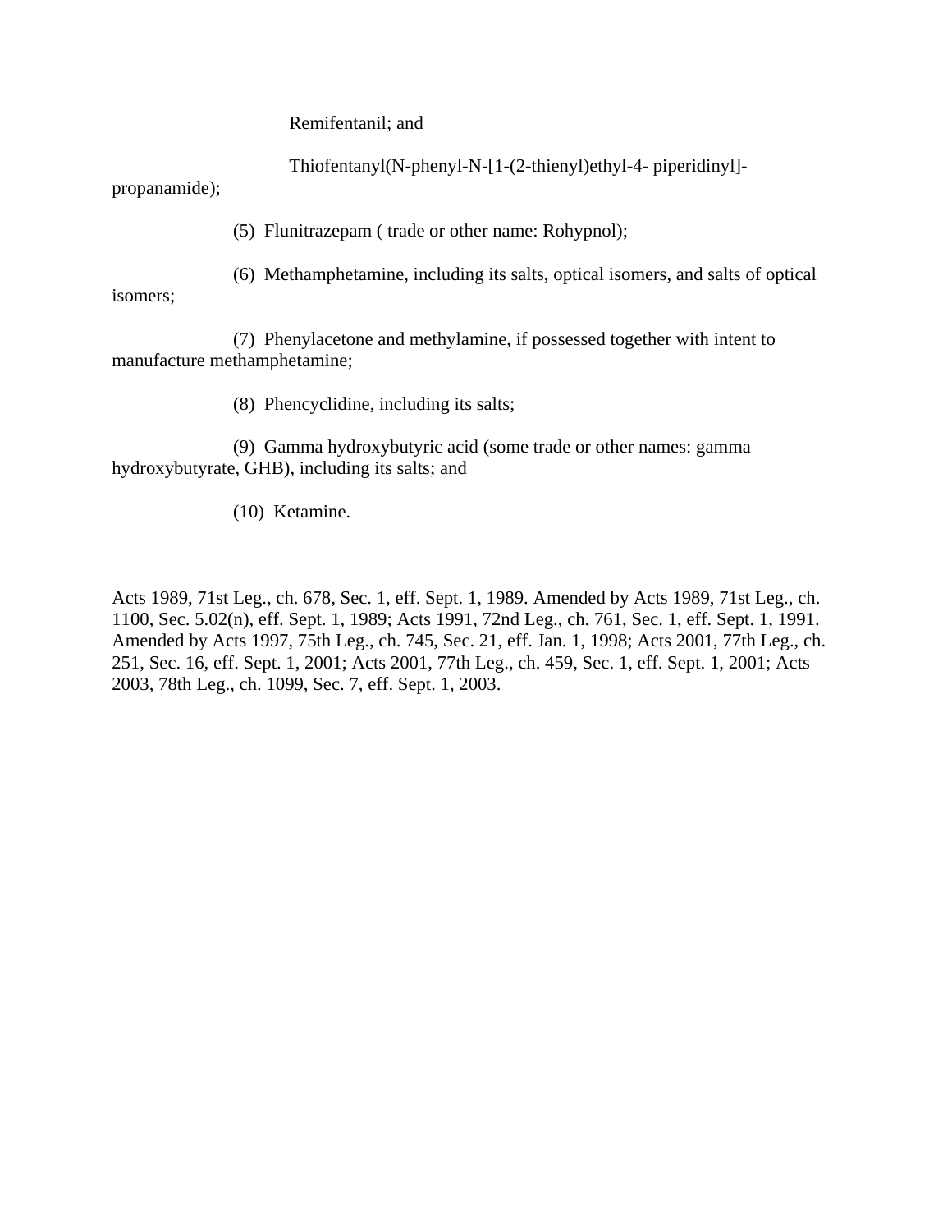Remifentanil; and

Thiofentanyl(N-phenyl-N-[1-(2-thienyl)ethyl-4- piperidinyl]-propanamide);

(5) Flunitrazepam ( trade or other name: Rohypnol);

(6) Methamphetamine, including its salts, optical isomers, and salts of optical isomers;

(7) Phenylacetone and methylamine, if possessed together with intent to manufacture methamphetamine;

(8) Phencyclidine, including its salts;

(9) Gamma hydroxybutyric acid (some trade or other names: gamma hydroxybutyrate, GHB), including its salts; and

(10) Ketamine.

Acts 1989, 71st Leg., ch. 678, Sec. 1, eff. Sept. 1, 1989. Amended by Acts 1989, 71st Leg., ch. 1100, Sec. 5.02(n), eff. Sept. 1, 1989; Acts 1991, 72nd Leg., ch. 761, Sec. 1, eff. Sept. 1, 1991. Amended by Acts 1997, 75th Leg., ch. 745, Sec. 21, eff. Jan. 1, 1998; Acts 2001, 77th Leg., ch. 251, Sec. 16, eff. Sept. 1, 2001; Acts 2001, 77th Leg., ch. 459, Sec. 1, eff. Sept. 1, 2001; Acts 2003, 78th Leg., ch. 1099, Sec. 7, eff. Sept. 1, 2003.